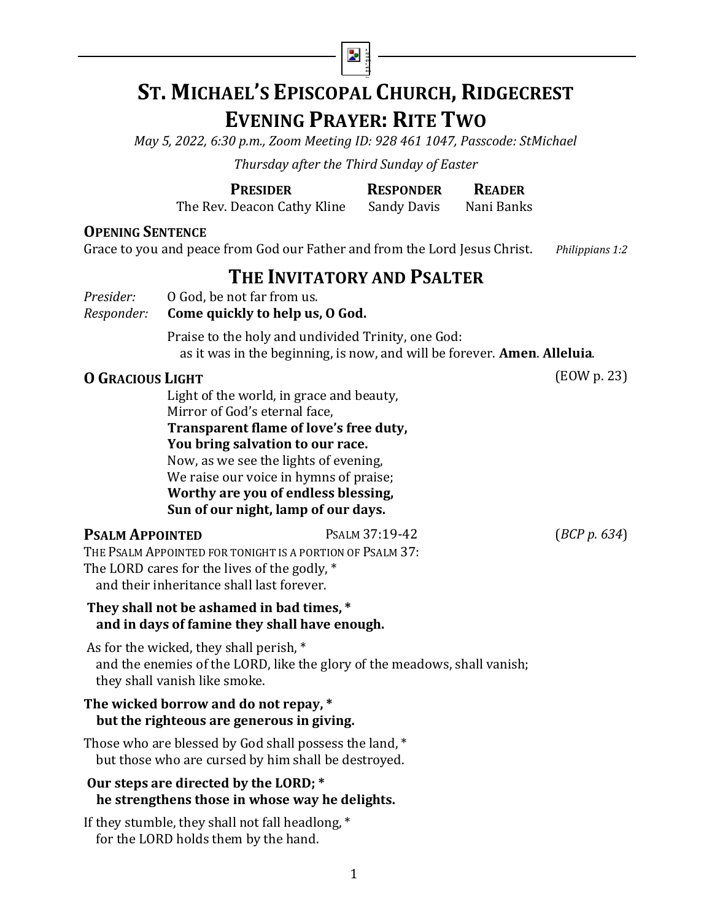# ST. MICHAEL'S EPISCOPAL CHURCH, RIDGECREST
# EVENING PRAYER: RITE TWO

*May 5, 2022, 6:30 p.m., Zoom Meeting ID: 928 461 1047, Passcode: StMichael*

*Thursday after the Third Sunday of Easter*

| **PRESIDER** | **RESPONDER** | **READER** |
|---|---|---|
| The Rev. Deacon Cathy Kline | Sandy Davis | Nani Banks |

**OPENING SENTENCE**

Grace to you and peace from God our Father and from the Lord Jesus Christ. *Philippians 1:2*

## THE INVITATORY AND PSALTER

*Presider:* O God, be not far from us.
*Responder:* **Come quickly to help us, O God.**

Praise to the holy and undivided Trinity, one God:
as it was in the beginning, is now, and will be forever. **Amen**. **Alleluia**.

**O GRACIOUS LIGHT** (EOW p. 23)

Light of the world, in grace and beauty,
Mirror of God's eternal face,
**Transparent flame of love's free duty,**
**You bring salvation to our race.**
Now, as we see the lights of evening,
We raise our voice in hymns of praise;
**Worthy are you of endless blessing,**
**Sun of our night, lamp of our days.**

**PSALM APPOINTED** PSALM 37:19-42 (*BCP p. 634*)

THE PSALM APPOINTED FOR TONIGHT IS A PORTION OF PSALM 37:

The LORD cares for the lives of the godly, *
and their inheritance shall last forever.

**They shall not be ashamed in bad times, ***
**and in days of famine they shall have enough.**

As for the wicked, they shall perish, *
and the enemies of the LORD, like the glory of the meadows, shall vanish;
they shall vanish like smoke.

**The wicked borrow and do not repay, ***
**but the righteous are generous in giving.**

Those who are blessed by God shall possess the land, *
but those who are cursed by him shall be destroyed.

**Our steps are directed by the LORD; ***
**he strengthens those in whose way he delights.**

If they stumble, they shall not fall headlong, *
for the LORD holds them by the hand.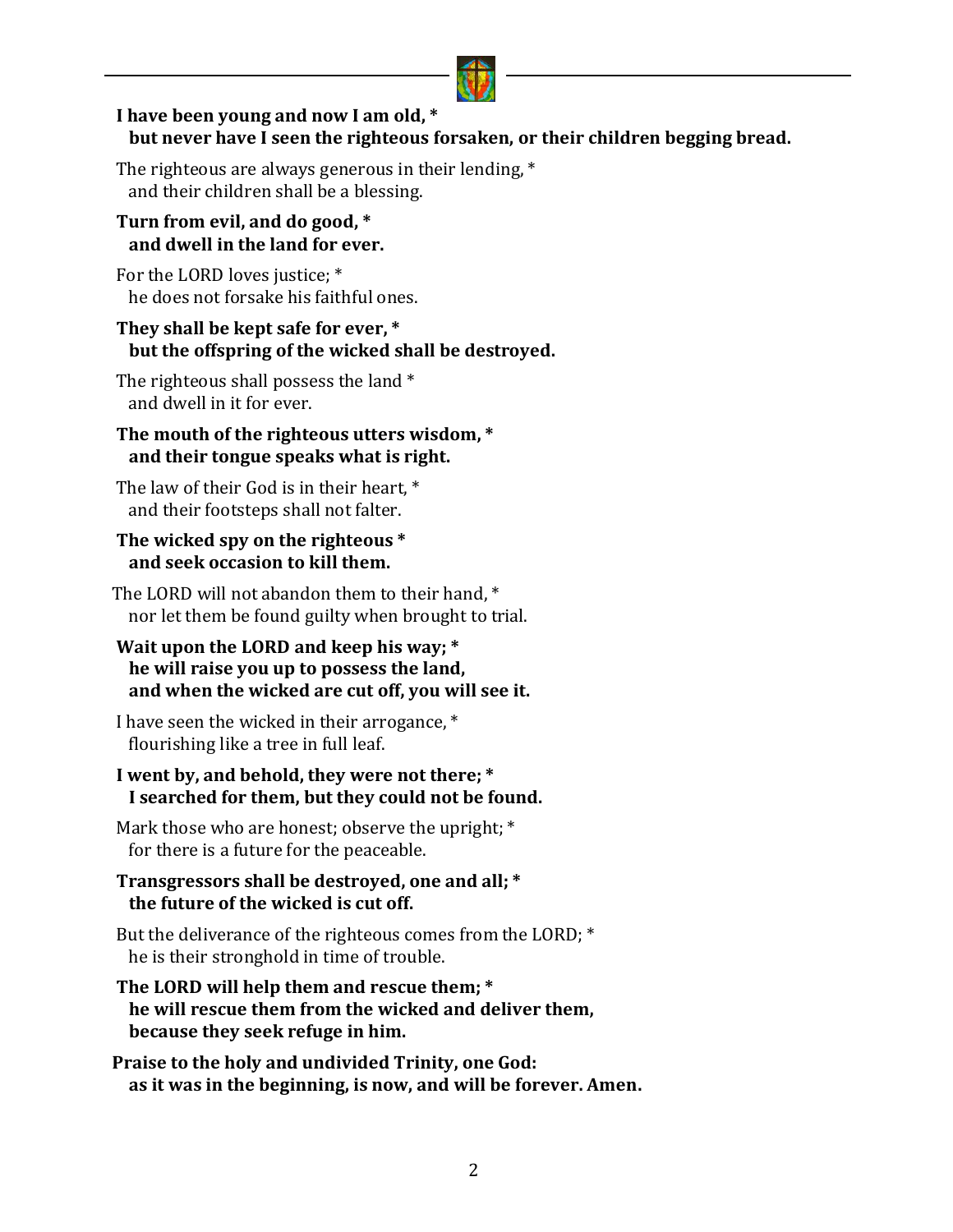**I have been young and now I am old, *
but never have I seen the righteous forsaken, or their children begging bread.**

The righteous are always generous in their lending, *
and their children shall be a blessing.

**Turn from evil, and do good, *
and dwell in the land for ever.**

For the LORD loves justice; *
he does not forsake his faithful ones.

**They shall be kept safe for ever, *
but the offspring of the wicked shall be destroyed.**

The righteous shall possess the land *
and dwell in it for ever.

**The mouth of the righteous utters wisdom, *
and their tongue speaks what is right.**

The law of their God is in their heart, *
and their footsteps shall not falter.

**The wicked spy on the righteous *
and seek occasion to kill them.**

The LORD will not abandon them to their hand, *
nor let them be found guilty when brought to trial.

**Wait upon the LORD and keep his way; *
he will raise you up to possess the land,
and when the wicked are cut off, you will see it.**

I have seen the wicked in their arrogance, *
flourishing like a tree in full leaf.

**I went by, and behold, they were not there; *
I searched for them, but they could not be found.**

Mark those who are honest; observe the upright; *
for there is a future for the peaceable.

**Transgressors shall be destroyed, one and all; *
the future of the wicked is cut off.**

But the deliverance of the righteous comes from the LORD; *
he is their stronghold in time of trouble.

**The LORD will help them and rescue them; *
he will rescue them from the wicked and deliver them,
because they seek refuge in him.**

**Praise to the holy and undivided Trinity, one God:
as it was in the beginning, is now, and will be forever. Amen.**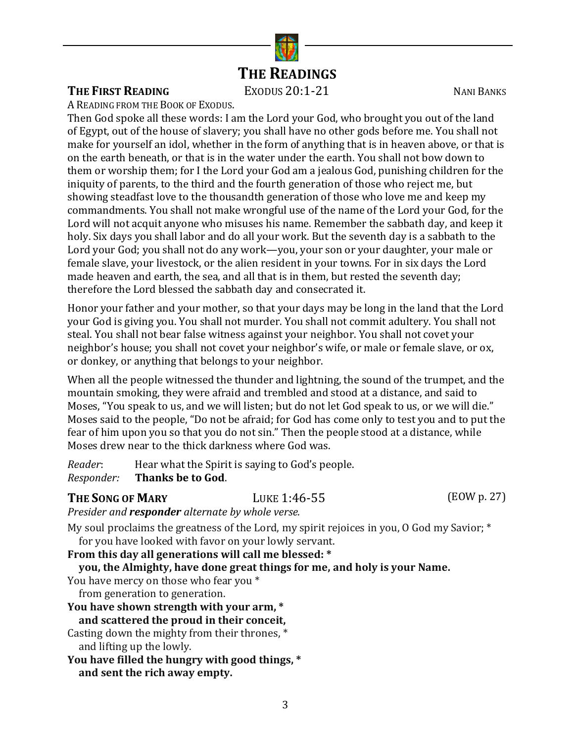# THE READINGS

**THE FIRST READING** EXODUS 20:1-21 NANI BANKS

A READING FROM THE BOOK OF EXODUS.

Then God spoke all these words: I am the Lord your God, who brought you out of the land of Egypt, out of the house of slavery; you shall have no other gods before me. You shall not make for yourself an idol, whether in the form of anything that is in heaven above, or that is on the earth beneath, or that is in the water under the earth. You shall not bow down to them or worship them; for I the Lord your God am a jealous God, punishing children for the iniquity of parents, to the third and the fourth generation of those who reject me, but showing steadfast love to the thousandth generation of those who love me and keep my commandments. You shall not make wrongful use of the name of the Lord your God, for the Lord will not acquit anyone who misuses his name. Remember the sabbath day, and keep it holy. Six days you shall labor and do all your work. But the seventh day is a sabbath to the Lord your God; you shall not do any work—you, your son or your daughter, your male or female slave, your livestock, or the alien resident in your towns. For in six days the Lord made heaven and earth, the sea, and all that is in them, but rested the seventh day; therefore the Lord blessed the sabbath day and consecrated it.

Honor your father and your mother, so that your days may be long in the land that the Lord your God is giving you. You shall not murder. You shall not commit adultery. You shall not steal. You shall not bear false witness against your neighbor. You shall not covet your neighbor's house; you shall not covet your neighbor's wife, or male or female slave, or ox, or donkey, or anything that belongs to your neighbor.

When all the people witnessed the thunder and lightning, the sound of the trumpet, and the mountain smoking, they were afraid and trembled and stood at a distance, and said to Moses, "You speak to us, and we will listen; but do not let God speak to us, or we will die." Moses said to the people, "Do not be afraid; for God has come only to test you and to put the fear of him upon you so that you do not sin." Then the people stood at a distance, while Moses drew near to the thick darkness where God was.

*Reader*: Hear what the Spirit is saying to God's people.
*Responder:* **Thanks be to God**.

**THE SONG OF MARY** LUKE 1:46-55 (EOW p. 27)

*Presider and **responder** alternate by whole verse.*

My soul proclaims the greatness of the Lord, my spirit rejoices in you, O God my Savior; *
for you have looked with favor on your lowly servant.

**From this day all generations will call me blessed: ***
**you, the Almighty, have done great things for me, and holy is your Name.**

You have mercy on those who fear you *
from generation to generation.

**You have shown strength with your arm, ***
**and scattered the proud in their conceit,**

Casting down the mighty from their thrones, *
and lifting up the lowly.

**You have filled the hungry with good things, ***
**and sent the rich away empty.**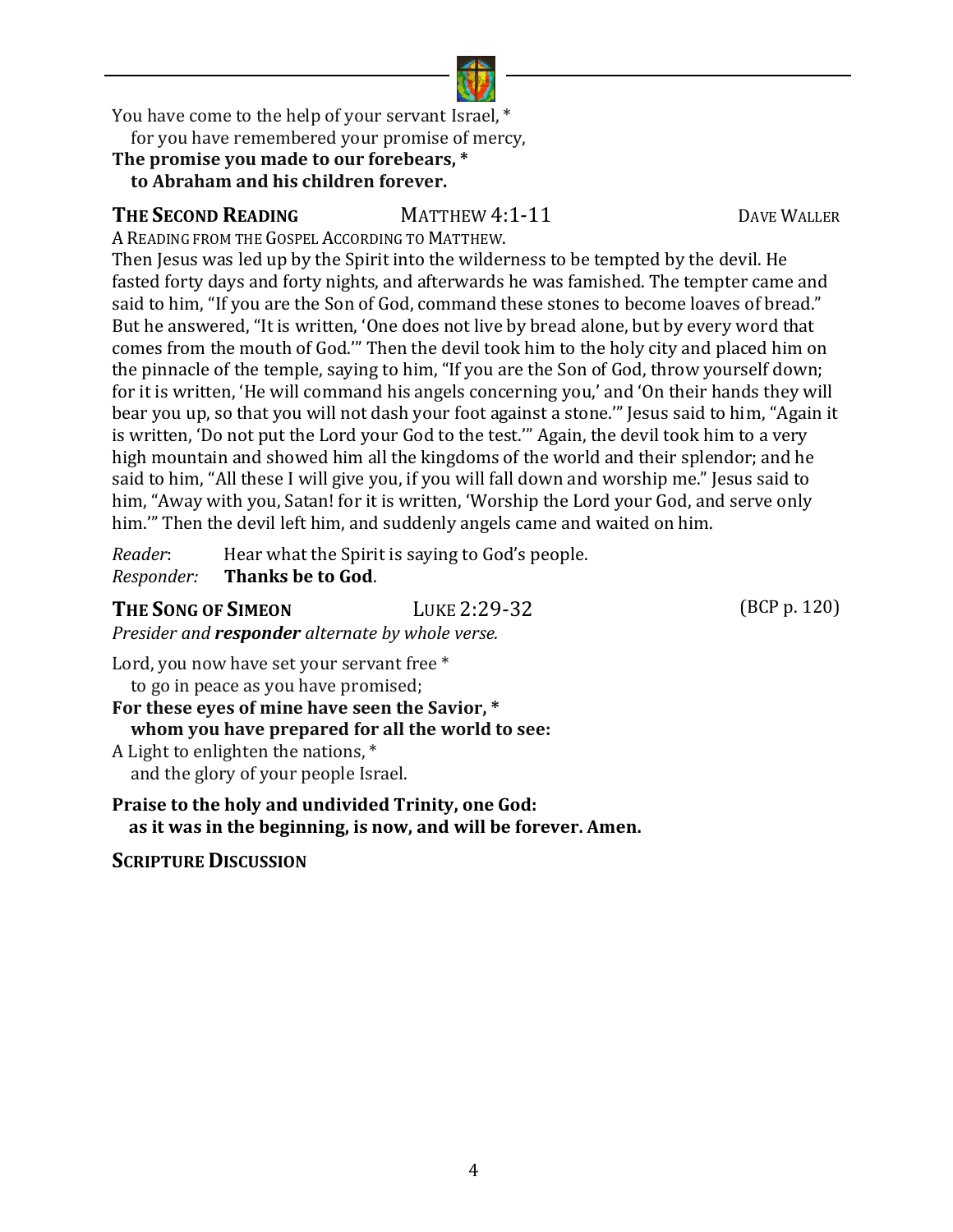You have come to the help of your servant Israel, *
   for you have remembered your promise of mercy,
**The promise you made to our forebears, ***
   **to Abraham and his children forever.**

**THE SECOND READING** MATTHEW 4:1-11 DAVE WALLER

A READING FROM THE GOSPEL ACCORDING TO MATTHEW.

Then Jesus was led up by the Spirit into the wilderness to be tempted by the devil. He fasted forty days and forty nights, and afterwards he was famished. The tempter came and said to him, "If you are the Son of God, command these stones to become loaves of bread." But he answered, "It is written, 'One does not live by bread alone, but by every word that comes from the mouth of God.'" Then the devil took him to the holy city and placed him on the pinnacle of the temple, saying to him, "If you are the Son of God, throw yourself down; for it is written, 'He will command his angels concerning you,' and 'On their hands they will bear you up, so that you will not dash your foot against a stone.'" Jesus said to him, "Again it is written, 'Do not put the Lord your God to the test.'" Again, the devil took him to a very high mountain and showed him all the kingdoms of the world and their splendor; and he said to him, "All these I will give you, if you will fall down and worship me." Jesus said to him, "Away with you, Satan! for it is written, 'Worship the Lord your God, and serve only him.'" Then the devil left him, and suddenly angels came and waited on him.

*Reader*: Hear what the Spirit is saying to God's people.
*Responder:* **Thanks be to God**.

**THE SONG OF SIMEON** LUKE 2:29-32 (BCP p. 120)

*Presider and* ***responder*** *alternate by whole verse.*

Lord, you now have set your servant free *
   to go in peace as you have promised;
**For these eyes of mine have seen the Savior, ***
   **whom you have prepared for all the world to see:**
A Light to enlighten the nations, *
   and the glory of your people Israel.

**Praise to the holy and undivided Trinity, one God:**
   **as it was in the beginning, is now, and will be forever. Amen.**

**SCRIPTURE DISCUSSION**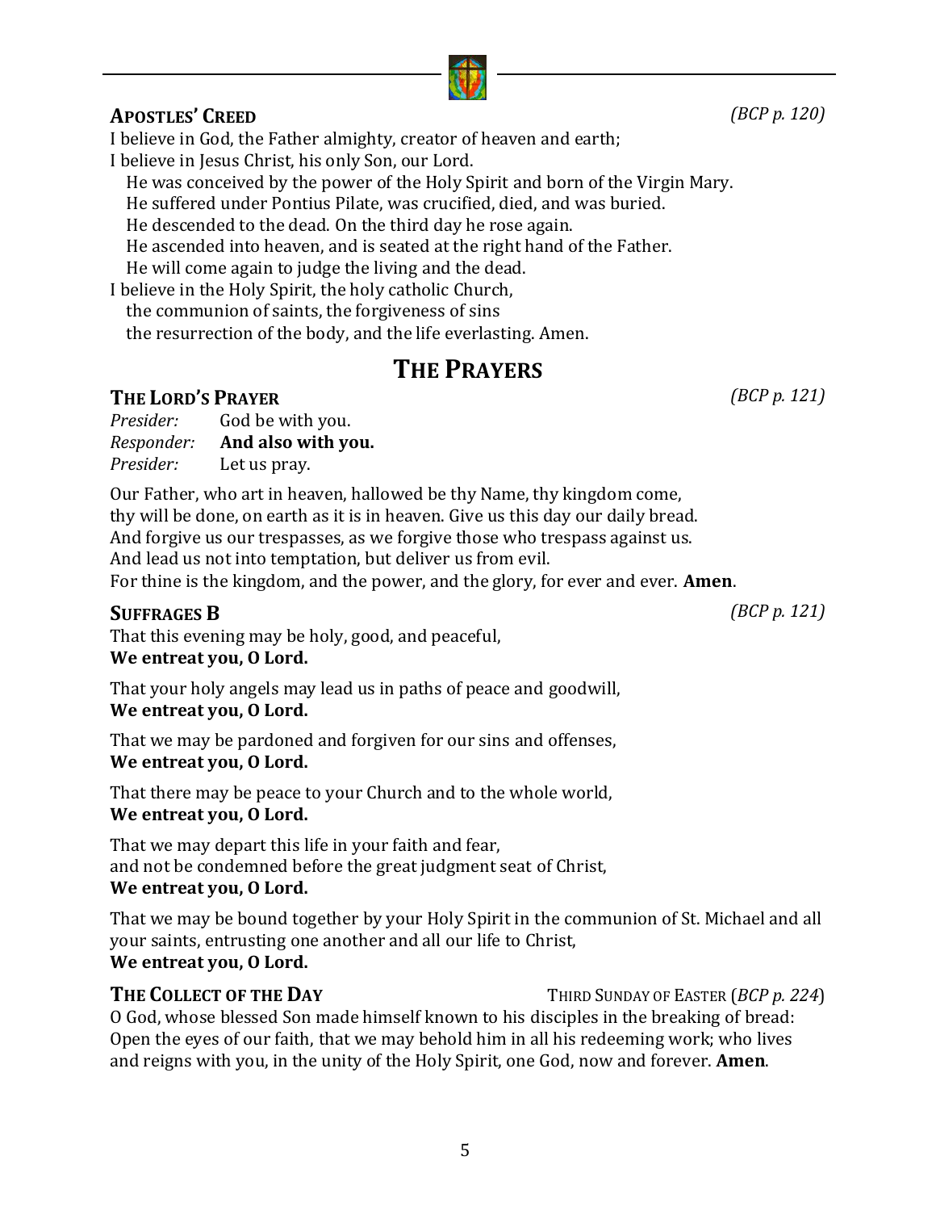### APOSTLES' CREED *(BCP p. 120)*

I believe in God, the Father almighty, creator of heaven and earth;
I believe in Jesus Christ, his only Son, our Lord.
He was conceived by the power of the Holy Spirit and born of the Virgin Mary.
He suffered under Pontius Pilate, was crucified, died, and was buried.
He descended to the dead. On the third day he rose again.
He ascended into heaven, and is seated at the right hand of the Father.
He will come again to judge the living and the dead.
I believe in the Holy Spirit, the holy catholic Church,
the communion of saints, the forgiveness of sins
the resurrection of the body, and the life everlasting. Amen.

## THE PRAYERS

### THE LORD'S PRAYER *(BCP p. 121)*

*Presider:* God be with you.
*Responder:* **And also with you.**
*Presider:* Let us pray.

Our Father, who art in heaven, hallowed be thy Name, thy kingdom come,
thy will be done, on earth as it is in heaven. Give us this day our daily bread.
And forgive us our trespasses, as we forgive those who trespass against us.
And lead us not into temptation, but deliver us from evil.
For thine is the kingdom, and the power, and the glory, for ever and ever. **Amen**.

### SUFFRAGES B *(BCP p. 121)*

That this evening may be holy, good, and peaceful,
**We entreat you, O Lord.**

That your holy angels may lead us in paths of peace and goodwill,
**We entreat you, O Lord.**

That we may be pardoned and forgiven for our sins and offenses,
**We entreat you, O Lord.**

That there may be peace to your Church and to the whole world,
**We entreat you, O Lord.**

That we may depart this life in your faith and fear,
and not be condemned before the great judgment seat of Christ,
**We entreat you, O Lord.**

That we may be bound together by your Holy Spirit in the communion of St. Michael and all your saints, entrusting one another and all our life to Christ,
**We entreat you, O Lord.**

### THE COLLECT OF THE DAY — THIRD SUNDAY OF EASTER (*BCP p. 224*)

O God, whose blessed Son made himself known to his disciples in the breaking of bread: Open the eyes of our faith, that we may behold him in all his redeeming work; who lives and reigns with you, in the unity of the Holy Spirit, one God, now and forever. **Amen**.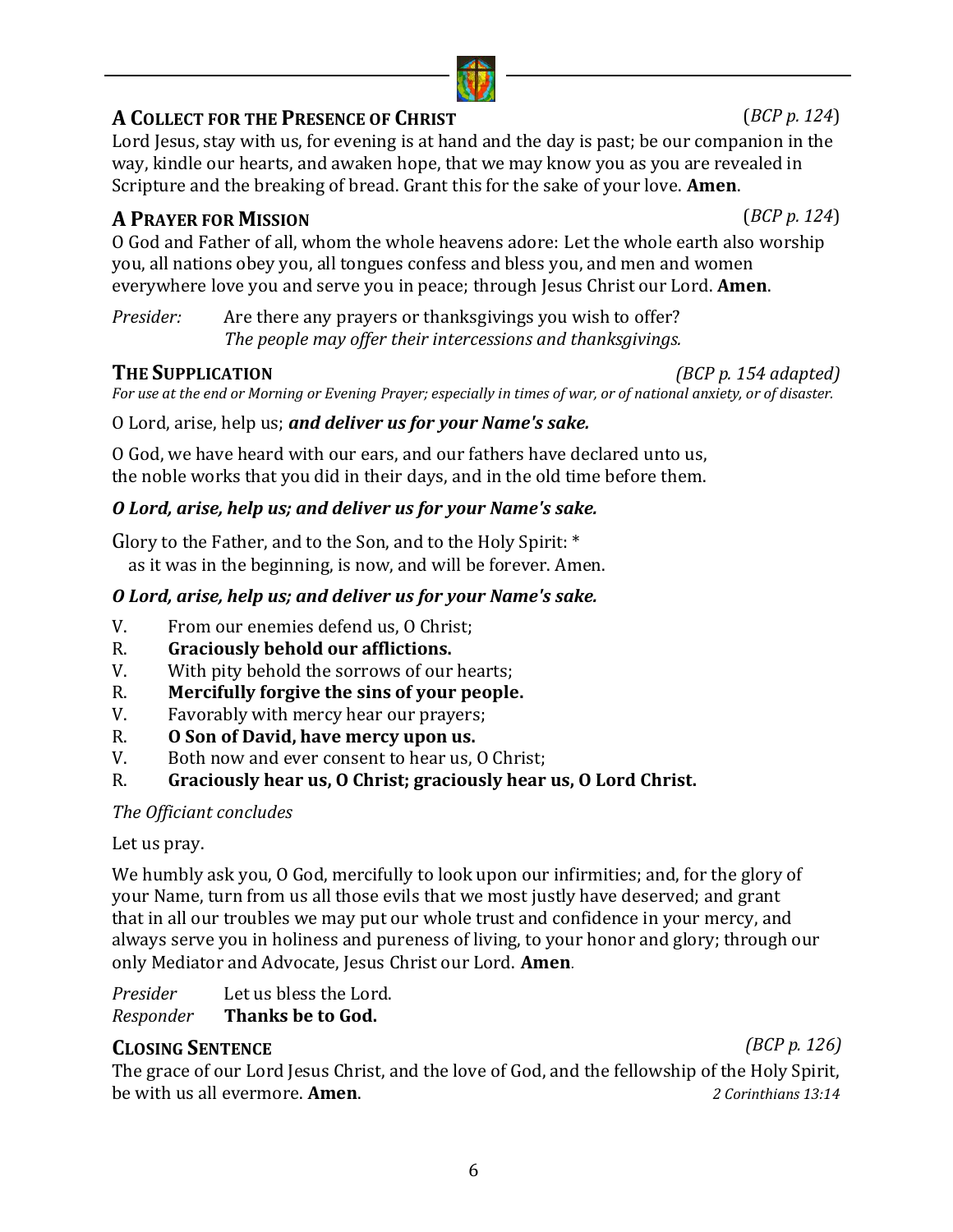## A Collect for the Presence of Christ (*BCP p. 124*)

Lord Jesus, stay with us, for evening is at hand and the day is past; be our companion in the way, kindle our hearts, and awaken hope, that we may know you as you are revealed in Scripture and the breaking of bread. Grant this for the sake of your love. **Amen**.

## A Prayer for Mission (*BCP p. 124*)

O God and Father of all, whom the whole heavens adore: Let the whole earth also worship you, all nations obey you, all tongues confess and bless you, and men and women everywhere love you and serve you in peace; through Jesus Christ our Lord. **Amen**.

*Presider:* Are there any prayers or thanksgivings you wish to offer?
*The people may offer their intercessions and thanksgivings.*

## The Supplication *(BCP p. 154 adapted)*

*For use at the end or Morning or Evening Prayer; especially in times of war, or of national anxiety, or of disaster.*

O Lord, arise, help us; ***and deliver us for your Name's sake.***

O God, we have heard with our ears, and our fathers have declared unto us,
the noble works that you did in their days, and in the old time before them.

***O Lord, arise, help us; and deliver us for your Name's sake.***

Glory to the Father, and to the Son, and to the Holy Spirit: *
as it was in the beginning, is now, and will be forever. Amen.

***O Lord, arise, help us; and deliver us for your Name's sake.***

V. From our enemies defend us, O Christ;
R. **Graciously behold our afflictions.**
V. With pity behold the sorrows of our hearts;
R. **Mercifully forgive the sins of your people.**
V. Favorably with mercy hear our prayers;
R. **O Son of David, have mercy upon us.**
V. Both now and ever consent to hear us, O Christ;
R. **Graciously hear us, O Christ; graciously hear us, O Lord Christ.**

*The Officiant concludes*

Let us pray.

We humbly ask you, O God, mercifully to look upon our infirmities; and, for the glory of your Name, turn from us all those evils that we most justly have deserved; and grant that in all our troubles we may put our whole trust and confidence in your mercy, and always serve you in holiness and pureness of living, to your honor and glory; through our only Mediator and Advocate, Jesus Christ our Lord. **Amen**.

*Presider* Let us bless the Lord.
*Responder* **Thanks be to God.**

## Closing Sentence *(BCP p. 126)*

The grace of our Lord Jesus Christ, and the love of God, and the fellowship of the Holy Spirit, be with us all evermore. **Amen**. *2 Corinthians 13:14*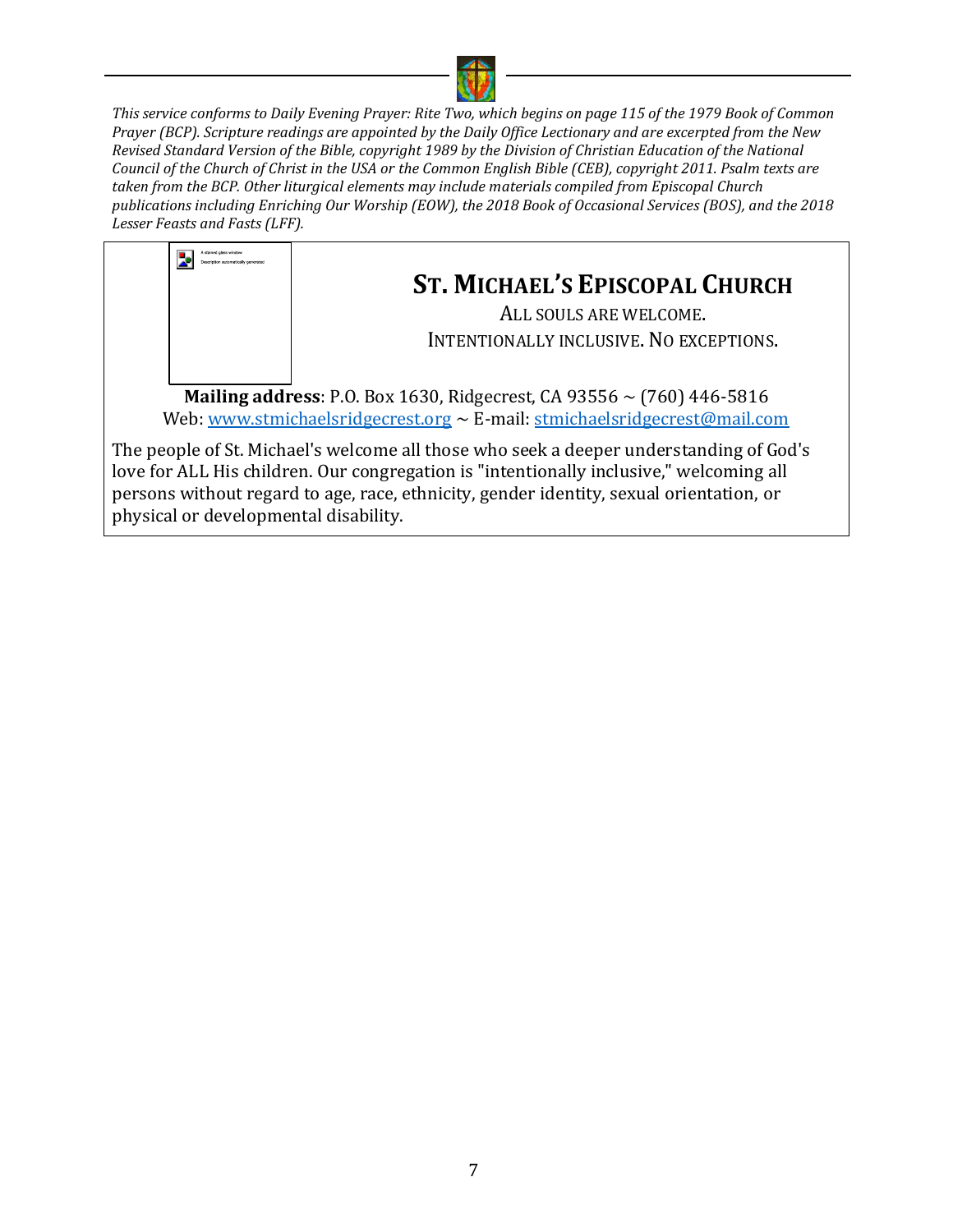*This service conforms to Daily Evening Prayer: Rite Two, which begins on page 115 of the 1979 Book of Common Prayer (BCP). Scripture readings are appointed by the Daily Office Lectionary and are excerpted from the New Revised Standard Version of the Bible, copyright 1989 by the Division of Christian Education of the National Council of the Church of Christ in the USA or the Common English Bible (CEB), copyright 2011. Psalm texts are taken from the BCP. Other liturgical elements may include materials compiled from Episcopal Church publications including Enriching Our Worship (EOW), the 2018 Book of Occasional Services (BOS), and the 2018 Lesser Feasts and Fasts (LFF).*

## ST. MICHAEL'S EPISCOPAL CHURCH

ALL SOULS ARE WELCOME.
INTENTIONALLY INCLUSIVE. NO EXCEPTIONS.

**Mailing address**: P.O. Box 1630, Ridgecrest, CA 93556 ~ (760) 446-5816
Web: www.stmichaelsridgecrest.org ~ E-mail: stmichaelsridgecrest@mail.com

The people of St. Michael's welcome all those who seek a deeper understanding of God's love for ALL His children. Our congregation is "intentionally inclusive," welcoming all persons without regard to age, race, ethnicity, gender identity, sexual orientation, or physical or developmental disability.